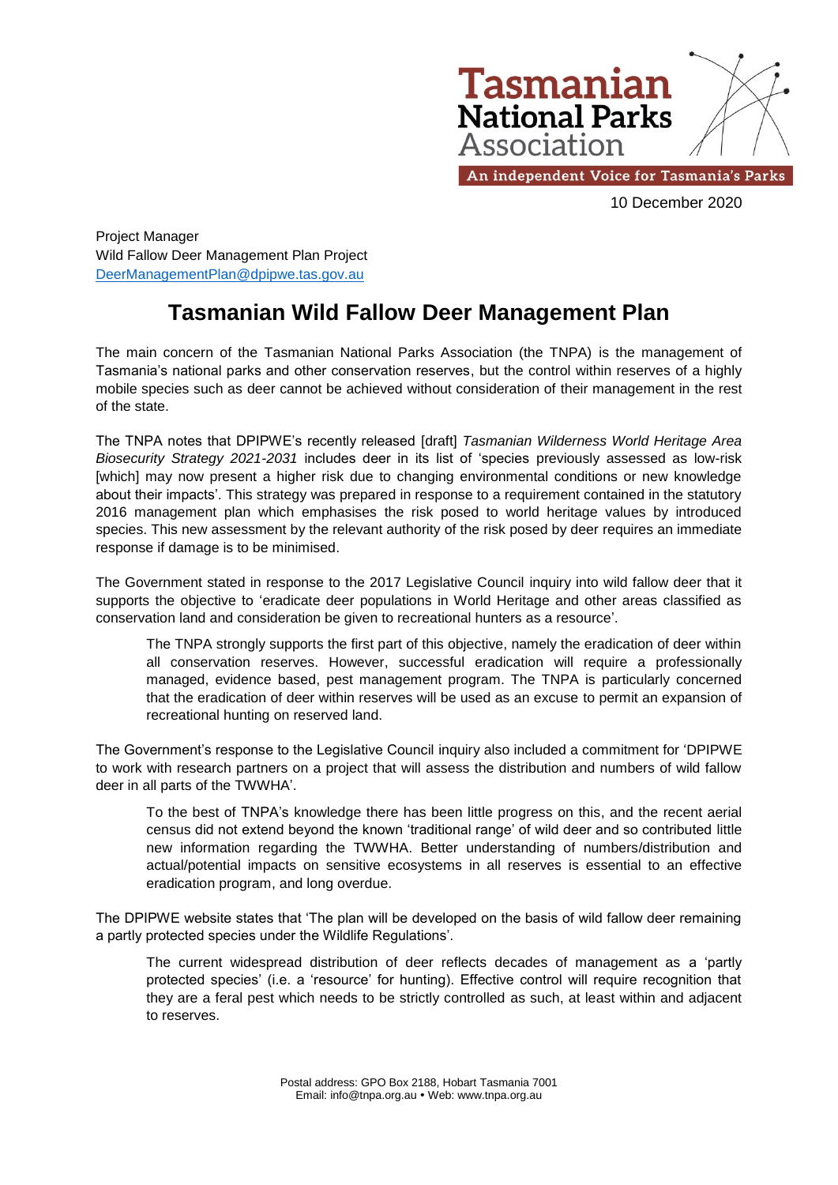Tasmanian National Parks Association

An independent Voice for Tasmania's Parks

10 December 2020

Project Manager
Wild Fallow Deer Management Plan Project
DeerManagementPlan@dpipwe.tas.gov.au

# Tasmanian Wild Fallow Deer Management Plan

The main concern of the Tasmanian National Parks Association (the TNPA) is the management of Tasmania's national parks and other conservation reserves, but the control within reserves of a highly mobile species such as deer cannot be achieved without consideration of their management in the rest of the state.

The TNPA notes that DPIPWE's recently released [draft] *Tasmanian Wilderness World Heritage Area Biosecurity Strategy 2021-2031* includes deer in its list of 'species previously assessed as low-risk [which] may now present a higher risk due to changing environmental conditions or new knowledge about their impacts'. This strategy was prepared in response to a requirement contained in the statutory 2016 management plan which emphasises the risk posed to world heritage values by introduced species. This new assessment by the relevant authority of the risk posed by deer requires an immediate response if damage is to be minimised.

The Government stated in response to the 2017 Legislative Council inquiry into wild fallow deer that it supports the objective to 'eradicate deer populations in World Heritage and other areas classified as conservation land and consideration be given to recreational hunters as a resource'.

> The TNPA strongly supports the first part of this objective, namely the eradication of deer within all conservation reserves. However, successful eradication will require a professionally managed, evidence based, pest management program. The TNPA is particularly concerned that the eradication of deer within reserves will be used as an excuse to permit an expansion of recreational hunting on reserved land.

The Government's response to the Legislative Council inquiry also included a commitment for 'DPIPWE to work with research partners on a project that will assess the distribution and numbers of wild fallow deer in all parts of the TWWHA'.

> To the best of TNPA's knowledge there has been little progress on this, and the recent aerial census did not extend beyond the known 'traditional range' of wild deer and so contributed little new information regarding the TWWHA. Better understanding of numbers/distribution and actual/potential impacts on sensitive ecosystems in all reserves is essential to an effective eradication program, and long overdue.

The DPIPWE website states that 'The plan will be developed on the basis of wild fallow deer remaining a partly protected species under the Wildlife Regulations'.

> The current widespread distribution of deer reflects decades of management as a 'partly protected species' (i.e. a 'resource' for hunting). Effective control will require recognition that they are a feral pest which needs to be strictly controlled as such, at least within and adjacent to reserves.

Postal address: GPO Box 2188, Hobart Tasmania 7001
Email: info@tnpa.org.au • Web: www.tnpa.org.au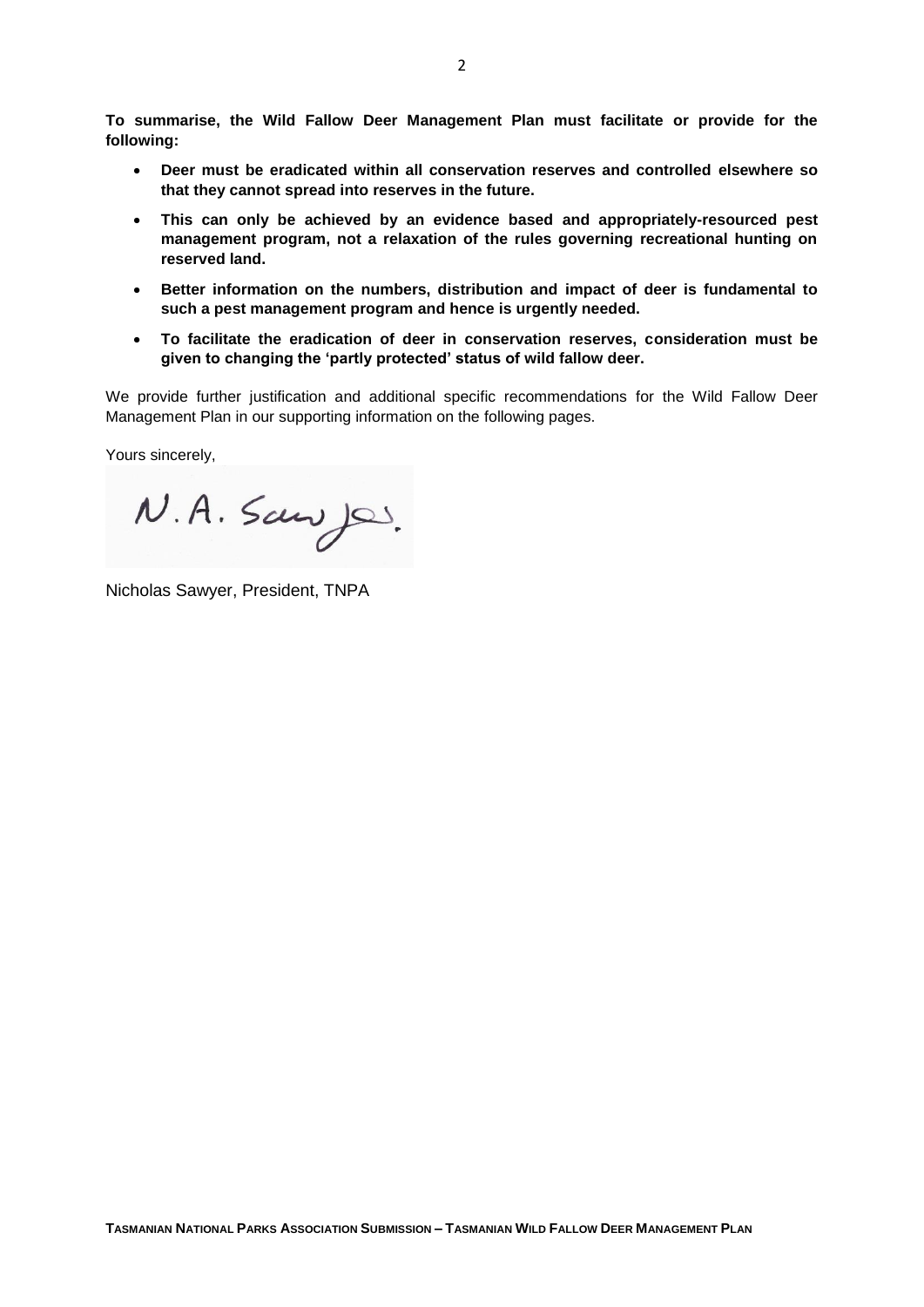**To summarise, the Wild Fallow Deer Management Plan must facilitate or provide for the following:**

- **Deer must be eradicated within all conservation reserves and controlled elsewhere so that they cannot spread into reserves in the future.**
- **This can only be achieved by an evidence based and appropriately-resourced pest management program, not a relaxation of the rules governing recreational hunting on reserved land.**
- **Better information on the numbers, distribution and impact of deer is fundamental to such a pest management program and hence is urgently needed.**
- **To facilitate the eradication of deer in conservation reserves, consideration must be given to changing the 'partly protected' status of wild fallow deer.**

We provide further justification and additional specific recommendations for the Wild Fallow Deer Management Plan in our supporting information on the following pages.

Yours sincerely,

N. A. Sawyer.

Nicholas Sawyer, President, TNPA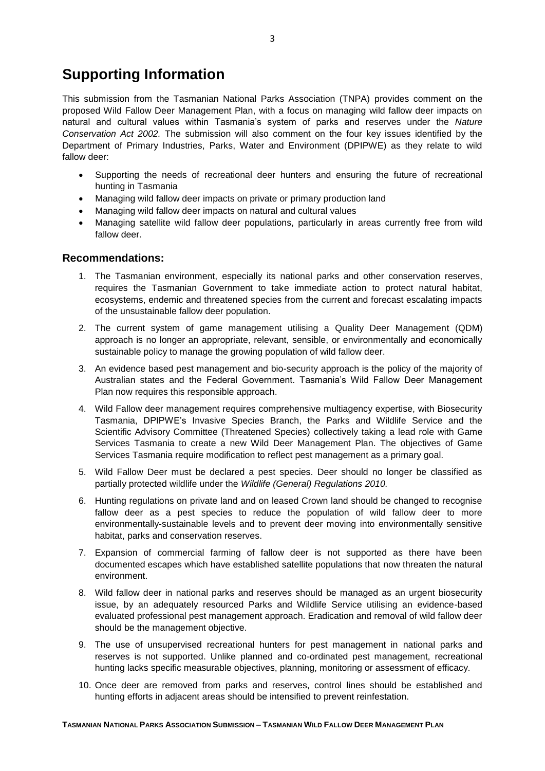# Supporting Information

This submission from the Tasmanian National Parks Association (TNPA) provides comment on the proposed Wild Fallow Deer Management Plan, with a focus on managing wild fallow deer impacts on natural and cultural values within Tasmania's system of parks and reserves under the *Nature Conservation Act 2002.* The submission will also comment on the four key issues identified by the Department of Primary Industries, Parks, Water and Environment (DPIPWE) as they relate to wild fallow deer:

- Supporting the needs of recreational deer hunters and ensuring the future of recreational hunting in Tasmania
- Managing wild fallow deer impacts on private or primary production land
- Managing wild fallow deer impacts on natural and cultural values
- Managing satellite wild fallow deer populations, particularly in areas currently free from wild fallow deer.

## Recommendations:

1. The Tasmanian environment, especially its national parks and other conservation reserves, requires the Tasmanian Government to take immediate action to protect natural habitat, ecosystems, endemic and threatened species from the current and forecast escalating impacts of the unsustainable fallow deer population.
2. The current system of game management utilising a Quality Deer Management (QDM) approach is no longer an appropriate, relevant, sensible, or environmentally and economically sustainable policy to manage the growing population of wild fallow deer.
3. An evidence based pest management and bio-security approach is the policy of the majority of Australian states and the Federal Government. Tasmania's Wild Fallow Deer Management Plan now requires this responsible approach.
4. Wild Fallow deer management requires comprehensive multiagency expertise, with Biosecurity Tasmania, DPIPWE's Invasive Species Branch, the Parks and Wildlife Service and the Scientific Advisory Committee (Threatened Species) collectively taking a lead role with Game Services Tasmania to create a new Wild Deer Management Plan. The objectives of Game Services Tasmania require modification to reflect pest management as a primary goal.
5. Wild Fallow Deer must be declared a pest species. Deer should no longer be classified as partially protected wildlife under the *Wildlife (General) Regulations 2010.*
6. Hunting regulations on private land and on leased Crown land should be changed to recognise fallow deer as a pest species to reduce the population of wild fallow deer to more environmentally-sustainable levels and to prevent deer moving into environmentally sensitive habitat, parks and conservation reserves.
7. Expansion of commercial farming of fallow deer is not supported as there have been documented escapes which have established satellite populations that now threaten the natural environment.
8. Wild fallow deer in national parks and reserves should be managed as an urgent biosecurity issue, by an adequately resourced Parks and Wildlife Service utilising an evidence-based evaluated professional pest management approach. Eradication and removal of wild fallow deer should be the management objective.
9. The use of unsupervised recreational hunters for pest management in national parks and reserves is not supported. Unlike planned and co-ordinated pest management, recreational hunting lacks specific measurable objectives, planning, monitoring or assessment of efficacy.
10. Once deer are removed from parks and reserves, control lines should be established and hunting efforts in adjacent areas should be intensified to prevent reinfestation.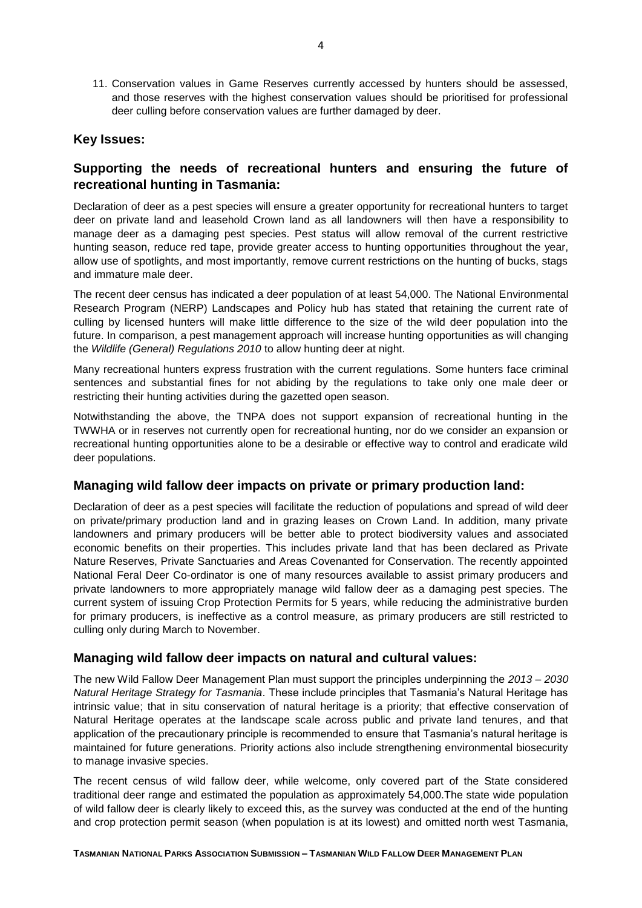11. Conservation values in Game Reserves currently accessed by hunters should be assessed, and those reserves with the highest conservation values should be prioritised for professional deer culling before conservation values are further damaged by deer.

## Key Issues:

## Supporting the needs of recreational hunters and ensuring the future of recreational hunting in Tasmania:

Declaration of deer as a pest species will ensure a greater opportunity for recreational hunters to target deer on private land and leasehold Crown land as all landowners will then have a responsibility to manage deer as a damaging pest species. Pest status will allow removal of the current restrictive hunting season, reduce red tape, provide greater access to hunting opportunities throughout the year, allow use of spotlights, and most importantly, remove current restrictions on the hunting of bucks, stags and immature male deer.

The recent deer census has indicated a deer population of at least 54,000. The National Environmental Research Program (NERP) Landscapes and Policy hub has stated that retaining the current rate of culling by licensed hunters will make little difference to the size of the wild deer population into the future. In comparison, a pest management approach will increase hunting opportunities as will changing the *Wildlife (General) Regulations 2010* to allow hunting deer at night.

Many recreational hunters express frustration with the current regulations. Some hunters face criminal sentences and substantial fines for not abiding by the regulations to take only one male deer or restricting their hunting activities during the gazetted open season.

Notwithstanding the above, the TNPA does not support expansion of recreational hunting in the TWWHA or in reserves not currently open for recreational hunting, nor do we consider an expansion or recreational hunting opportunities alone to be a desirable or effective way to control and eradicate wild deer populations.

## Managing wild fallow deer impacts on private or primary production land:

Declaration of deer as a pest species will facilitate the reduction of populations and spread of wild deer on private/primary production land and in grazing leases on Crown Land. In addition, many private landowners and primary producers will be better able to protect biodiversity values and associated economic benefits on their properties. This includes private land that has been declared as Private Nature Reserves, Private Sanctuaries and Areas Covenanted for Conservation. The recently appointed National Feral Deer Co-ordinator is one of many resources available to assist primary producers and private landowners to more appropriately manage wild fallow deer as a damaging pest species. The current system of issuing Crop Protection Permits for 5 years, while reducing the administrative burden for primary producers, is ineffective as a control measure, as primary producers are still restricted to culling only during March to November.

## Managing wild fallow deer impacts on natural and cultural values:

The new Wild Fallow Deer Management Plan must support the principles underpinning the *2013 – 2030 Natural Heritage Strategy for Tasmania*. These include principles that Tasmania's Natural Heritage has intrinsic value; that in situ conservation of natural heritage is a priority; that effective conservation of Natural Heritage operates at the landscape scale across public and private land tenures, and that application of the precautionary principle is recommended to ensure that Tasmania's natural heritage is maintained for future generations. Priority actions also include strengthening environmental biosecurity to manage invasive species.

The recent census of wild fallow deer, while welcome, only covered part of the State considered traditional deer range and estimated the population as approximately 54,000.The state wide population of wild fallow deer is clearly likely to exceed this, as the survey was conducted at the end of the hunting and crop protection permit season (when population is at its lowest) and omitted north west Tasmania,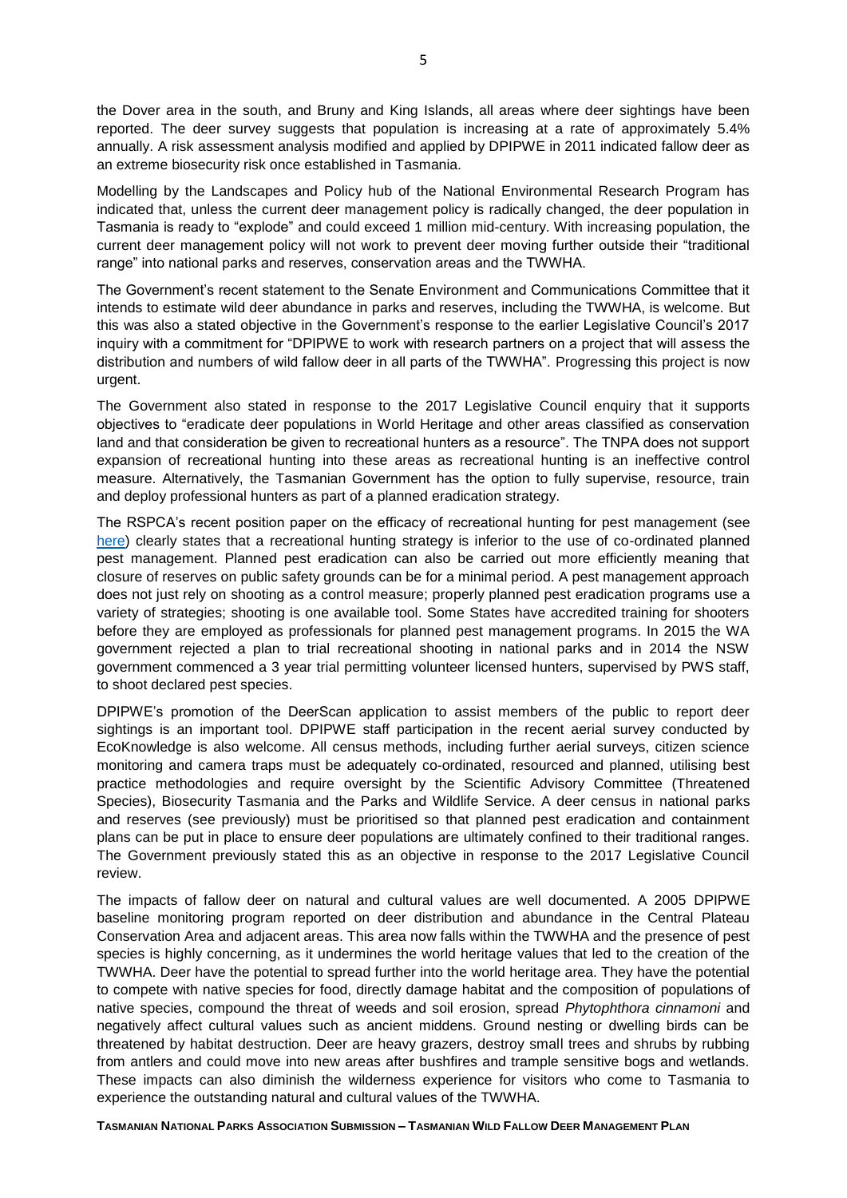the Dover area in the south, and Bruny and King Islands, all areas where deer sightings have been reported. The deer survey suggests that population is increasing at a rate of approximately 5.4% annually. A risk assessment analysis modified and applied by DPIPWE in 2011 indicated fallow deer as an extreme biosecurity risk once established in Tasmania.

Modelling by the Landscapes and Policy hub of the National Environmental Research Program has indicated that, unless the current deer management policy is radically changed, the deer population in Tasmania is ready to "explode" and could exceed 1 million mid-century. With increasing population, the current deer management policy will not work to prevent deer moving further outside their "traditional range" into national parks and reserves, conservation areas and the TWWHA.

The Government's recent statement to the Senate Environment and Communications Committee that it intends to estimate wild deer abundance in parks and reserves, including the TWWHA, is welcome. But this was also a stated objective in the Government's response to the earlier Legislative Council's 2017 inquiry with a commitment for "DPIPWE to work with research partners on a project that will assess the distribution and numbers of wild fallow deer in all parts of the TWWHA". Progressing this project is now urgent.

The Government also stated in response to the 2017 Legislative Council enquiry that it supports objectives to "eradicate deer populations in World Heritage and other areas classified as conservation land and that consideration be given to recreational hunters as a resource". The TNPA does not support expansion of recreational hunting into these areas as recreational hunting is an ineffective control measure. Alternatively, the Tasmanian Government has the option to fully supervise, resource, train and deploy professional hunters as part of a planned eradication strategy.

The RSPCA's recent position paper on the efficacy of recreational hunting for pest management (see here) clearly states that a recreational hunting strategy is inferior to the use of co-ordinated planned pest management. Planned pest eradication can also be carried out more efficiently meaning that closure of reserves on public safety grounds can be for a minimal period. A pest management approach does not just rely on shooting as a control measure; properly planned pest eradication programs use a variety of strategies; shooting is one available tool. Some States have accredited training for shooters before they are employed as professionals for planned pest management programs. In 2015 the WA government rejected a plan to trial recreational shooting in national parks and in 2014 the NSW government commenced a 3 year trial permitting volunteer licensed hunters, supervised by PWS staff, to shoot declared pest species.

DPIPWE's promotion of the DeerScan application to assist members of the public to report deer sightings is an important tool. DPIPWE staff participation in the recent aerial survey conducted by EcoKnowledge is also welcome. All census methods, including further aerial surveys, citizen science monitoring and camera traps must be adequately co-ordinated, resourced and planned, utilising best practice methodologies and require oversight by the Scientific Advisory Committee (Threatened Species), Biosecurity Tasmania and the Parks and Wildlife Service. A deer census in national parks and reserves (see previously) must be prioritised so that planned pest eradication and containment plans can be put in place to ensure deer populations are ultimately confined to their traditional ranges. The Government previously stated this as an objective in response to the 2017 Legislative Council review.

The impacts of fallow deer on natural and cultural values are well documented. A 2005 DPIPWE baseline monitoring program reported on deer distribution and abundance in the Central Plateau Conservation Area and adjacent areas. This area now falls within the TWWHA and the presence of pest species is highly concerning, as it undermines the world heritage values that led to the creation of the TWWHA. Deer have the potential to spread further into the world heritage area. They have the potential to compete with native species for food, directly damage habitat and the composition of populations of native species, compound the threat of weeds and soil erosion, spread *Phytophthora cinnamoni* and negatively affect cultural values such as ancient middens. Ground nesting or dwelling birds can be threatened by habitat destruction. Deer are heavy grazers, destroy small trees and shrubs by rubbing from antlers and could move into new areas after bushfires and trample sensitive bogs and wetlands. These impacts can also diminish the wilderness experience for visitors who come to Tasmania to experience the outstanding natural and cultural values of the TWWHA.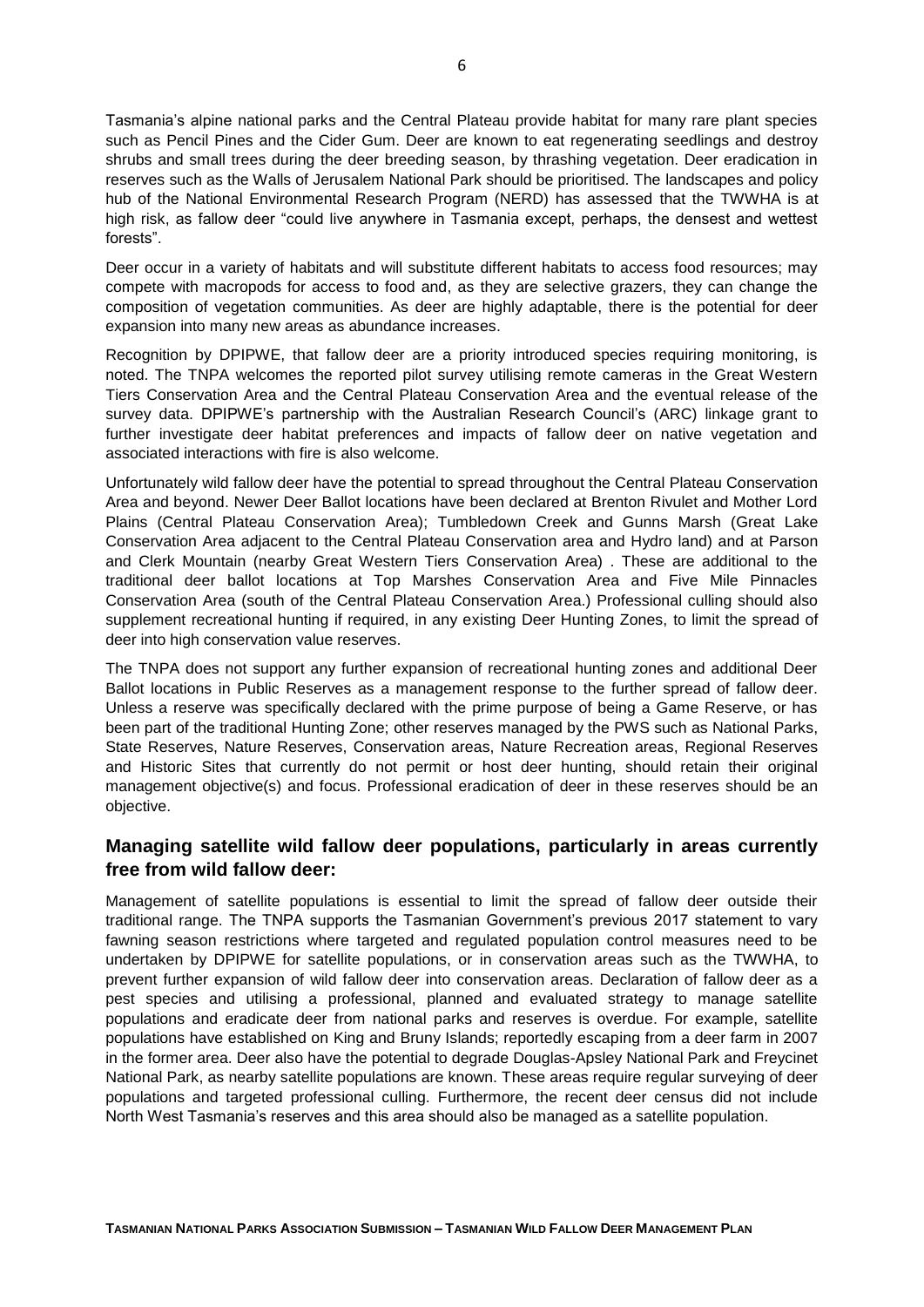Tasmania's alpine national parks and the Central Plateau provide habitat for many rare plant species such as Pencil Pines and the Cider Gum. Deer are known to eat regenerating seedlings and destroy shrubs and small trees during the deer breeding season, by thrashing vegetation. Deer eradication in reserves such as the Walls of Jerusalem National Park should be prioritised. The landscapes and policy hub of the National Environmental Research Program (NERD) has assessed that the TWWHA is at high risk, as fallow deer "could live anywhere in Tasmania except, perhaps, the densest and wettest forests".

Deer occur in a variety of habitats and will substitute different habitats to access food resources; may compete with macropods for access to food and, as they are selective grazers, they can change the composition of vegetation communities. As deer are highly adaptable, there is the potential for deer expansion into many new areas as abundance increases.

Recognition by DPIPWE, that fallow deer are a priority introduced species requiring monitoring, is noted. The TNPA welcomes the reported pilot survey utilising remote cameras in the Great Western Tiers Conservation Area and the Central Plateau Conservation Area and the eventual release of the survey data. DPIPWE's partnership with the Australian Research Council's (ARC) linkage grant to further investigate deer habitat preferences and impacts of fallow deer on native vegetation and associated interactions with fire is also welcome.

Unfortunately wild fallow deer have the potential to spread throughout the Central Plateau Conservation Area and beyond. Newer Deer Ballot locations have been declared at Brenton Rivulet and Mother Lord Plains (Central Plateau Conservation Area); Tumbledown Creek and Gunns Marsh (Great Lake Conservation Area adjacent to the Central Plateau Conservation area and Hydro land) and at Parson and Clerk Mountain (nearby Great Western Tiers Conservation Area) . These are additional to the traditional deer ballot locations at Top Marshes Conservation Area and Five Mile Pinnacles Conservation Area (south of the Central Plateau Conservation Area.) Professional culling should also supplement recreational hunting if required, in any existing Deer Hunting Zones, to limit the spread of deer into high conservation value reserves.

The TNPA does not support any further expansion of recreational hunting zones and additional Deer Ballot locations in Public Reserves as a management response to the further spread of fallow deer. Unless a reserve was specifically declared with the prime purpose of being a Game Reserve, or has been part of the traditional Hunting Zone; other reserves managed by the PWS such as National Parks, State Reserves, Nature Reserves, Conservation areas, Nature Recreation areas, Regional Reserves and Historic Sites that currently do not permit or host deer hunting, should retain their original management objective(s) and focus. Professional eradication of deer in these reserves should be an objective.

## Managing satellite wild fallow deer populations, particularly in areas currently free from wild fallow deer:

Management of satellite populations is essential to limit the spread of fallow deer outside their traditional range. The TNPA supports the Tasmanian Government's previous 2017 statement to vary fawning season restrictions where targeted and regulated population control measures need to be undertaken by DPIPWE for satellite populations, or in conservation areas such as the TWWHA, to prevent further expansion of wild fallow deer into conservation areas. Declaration of fallow deer as a pest species and utilising a professional, planned and evaluated strategy to manage satellite populations and eradicate deer from national parks and reserves is overdue. For example, satellite populations have established on King and Bruny Islands; reportedly escaping from a deer farm in 2007 in the former area. Deer also have the potential to degrade Douglas-Apsley National Park and Freycinet National Park, as nearby satellite populations are known. These areas require regular surveying of deer populations and targeted professional culling. Furthermore, the recent deer census did not include North West Tasmania's reserves and this area should also be managed as a satellite population.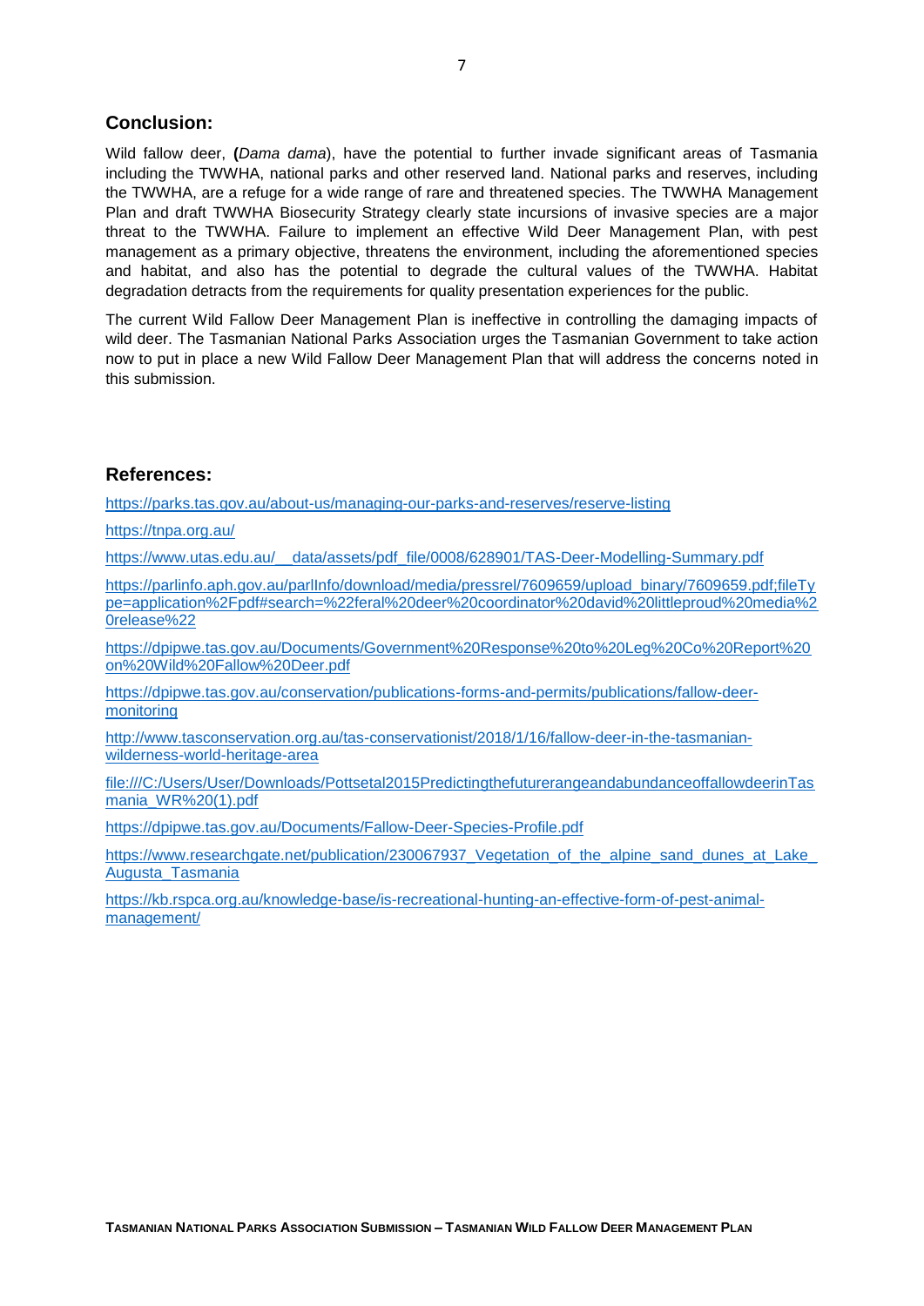## Conclusion:

Wild fallow deer, **(***Dama dama*), have the potential to further invade significant areas of Tasmania including the TWWHA, national parks and other reserved land. National parks and reserves, including the TWWHA, are a refuge for a wide range of rare and threatened species. The TWWHA Management Plan and draft TWWHA Biosecurity Strategy clearly state incursions of invasive species are a major threat to the TWWHA. Failure to implement an effective Wild Deer Management Plan, with pest management as a primary objective, threatens the environment, including the aforementioned species and habitat, and also has the potential to degrade the cultural values of the TWWHA. Habitat degradation detracts from the requirements for quality presentation experiences for the public.

The current Wild Fallow Deer Management Plan is ineffective in controlling the damaging impacts of wild deer. The Tasmanian National Parks Association urges the Tasmanian Government to take action now to put in place a new Wild Fallow Deer Management Plan that will address the concerns noted in this submission.

## References:

https://parks.tas.gov.au/about-us/managing-our-parks-and-reserves/reserve-listing

https://tnpa.org.au/

https://www.utas.edu.au/__data/assets/pdf_file/0008/628901/TAS-Deer-Modelling-Summary.pdf

https://parlinfo.aph.gov.au/parlInfo/download/media/pressrel/7609659/upload_binary/7609659.pdf;fileType=application%2Fpdf#search=%22feral%20deer%20coordinator%20david%20littleproud%20media%20release%22

https://dpipwe.tas.gov.au/Documents/Government%20Response%20to%20Leg%20Co%20Report%20on%20Wild%20Fallow%20Deer.pdf

https://dpipwe.tas.gov.au/conservation/publications-forms-and-permits/publications/fallow-deer-monitoring

http://www.tasconservation.org.au/tas-conservationist/2018/1/16/fallow-deer-in-the-tasmanian-wilderness-world-heritage-area

file:///C:/Users/User/Downloads/Pottsetal2015PredictingthefuturerangeandabundanceoffallowdeerinTasmania_WR%20(1).pdf

https://dpipwe.tas.gov.au/Documents/Fallow-Deer-Species-Profile.pdf

https://www.researchgate.net/publication/230067937_Vegetation_of_the_alpine_sand_dunes_at_Lake_Augusta_Tasmania

https://kb.rspca.org.au/knowledge-base/is-recreational-hunting-an-effective-form-of-pest-animal-management/